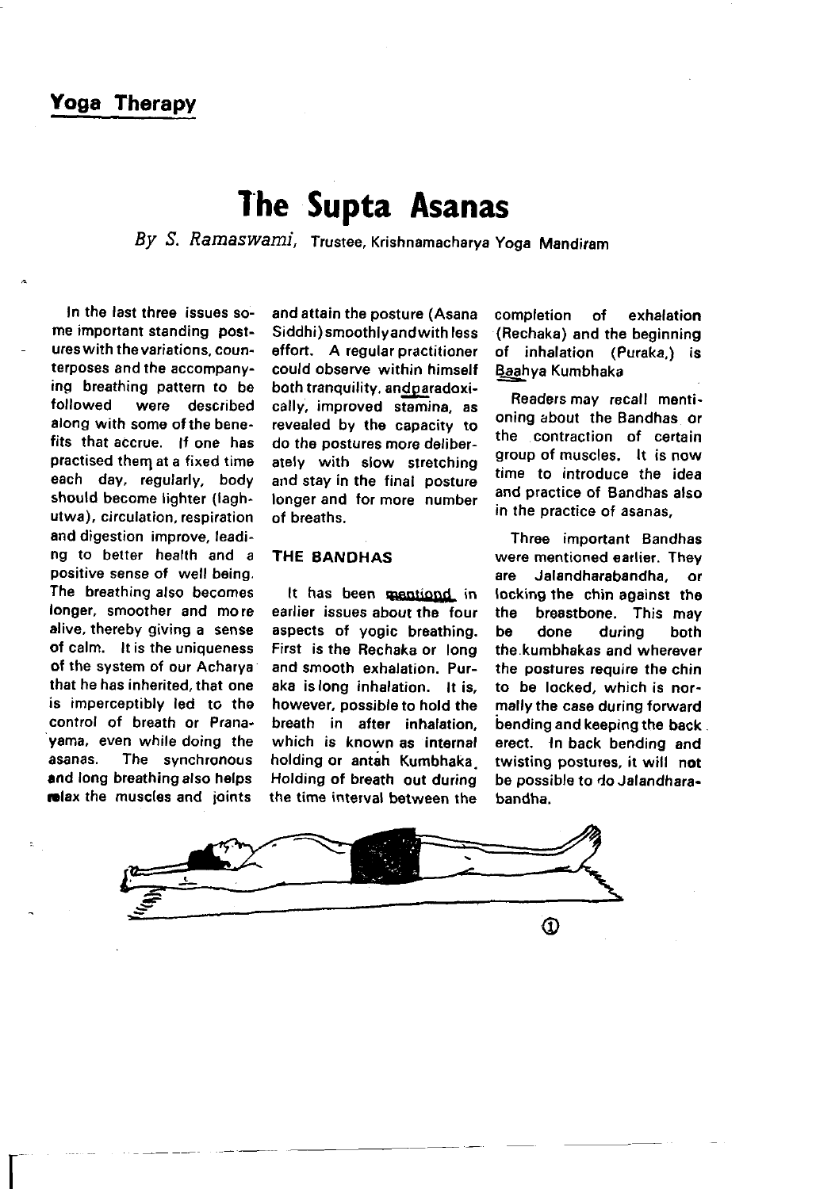## Yoga Therapy

# The Supta Asanas

*By S. Ramaswami,* Trustee, Krishnamacharya Yoga Mandiram

In the last three issues some important standing postures with the variations, counterposes and the accompanying breathing pattern to be followed were described along with some of the benefits that accrue. If one has practised them at a fixed time each day, regularly, body should become lighter (laghutwa), circulation, respiration and digestion improve, leading to better health and a positive sense of well being. The breathing also becomes longer, smoother and more alive, thereby giving a sense of calm. It is the uniqueness of the system of our Acharya that he has inherited, that one is imperceptibly led to the control of breath or Pranayama, even while doing the asanas. The synchronous and long breathing also helps relax the muscles and joints and attain the posture (Asana Siddhi) smoothly and with less effort. A regular practitioner could observe within himself both tranquility, and paradoxically, improved stamina, as revealed by the capacity to do the postures more deliberately with slow stretching and stay in the final posture longer and for more number of breaths.

### THE BANDHAS

It has been mentiond in earlier issues about the four aspects of yogic breathing. First is the Rechaka or long and smooth exhalation. Puraka is long inhalation. It is, however, possible to hold the breath in after inhalation, which is known as internal holding or antah Kumbhaka. Holding of breath out during the time interval between the completion of exhalation (Rechaka) and the beginning of inhalation (Puraka,) is Baahya Kumbhaka

Readers may recall mentioning about the Bandhas or the contraction of certain group of muscles. It is now time to introduce the idea and practice of Bandhas also in the practice of asanas,

Three important Bandhas were mentioned earlier. They are Jalandharabandha, or locking the chin against the the breastbone. This may be done during both the kumbhakas and wherever the postures require the chin to be locked, which is normally the case during forward bending and keeping the back erect. In back bending and twisting postures, it will not be possible to do Jalandharabandha.

①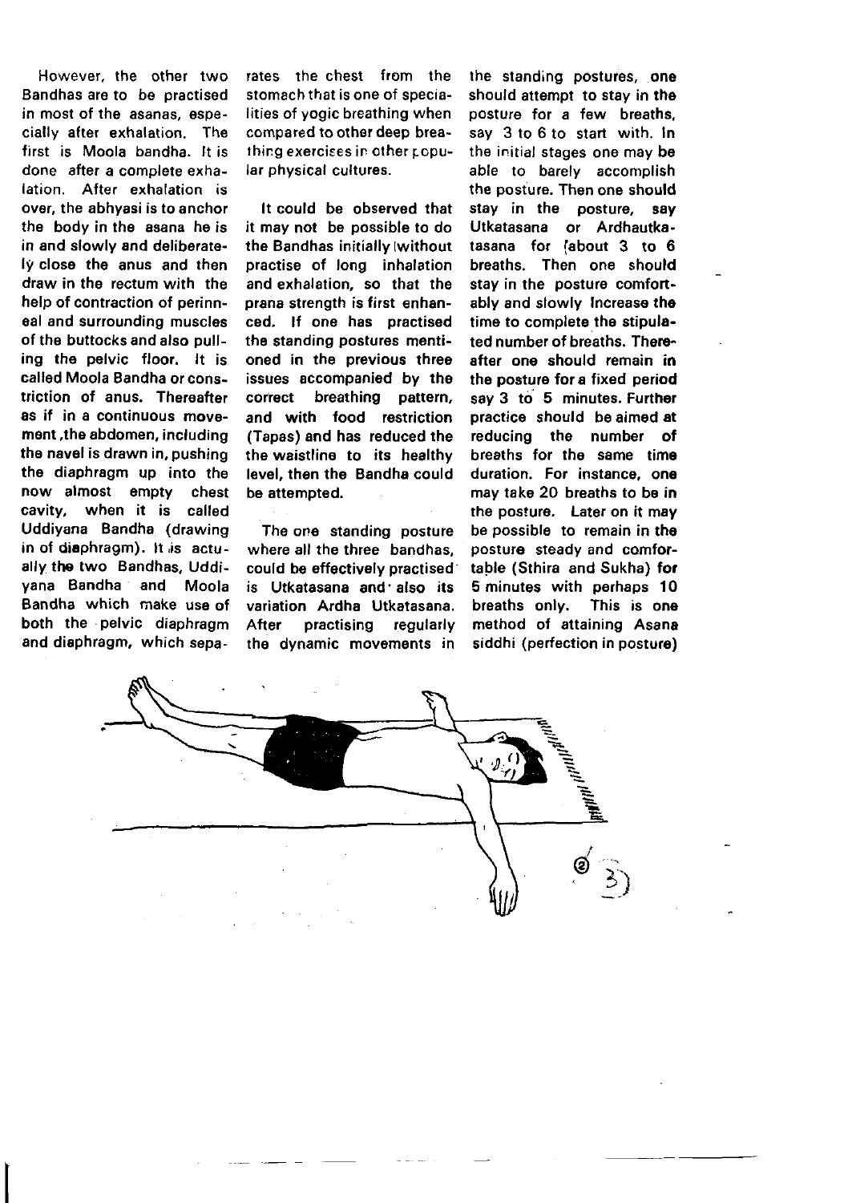However, the other two Bandhas are to be practised in most of the asanas, especially after exhalation. The first is Moola bandha. It is done after a complete exhalation. After exhalation is over, the abhyasi is to anchor the body in the asana he is in and slowly and deliberately close the anus and then draw in the rectum with the help of contraction of perinneal and surrounding muscles of the buttocks and also pulling the pelvic floor. It is called Moola Bandha or constriction of anus. Thereafter as if in a continuous movement, the abdomen, including the navel is drawn in, pushing the diaphragm up into the now almost empty chest cavity, when it is called Uddiyana Bandha (drawing in of diaphragm). It is actually the two Bandhas, Uddiyana Bandha and Moola Bandha which make use of both the pelvic diaphragm and diaphragm, which separates the chest from the stomach that is one of specialities of yogic breathing when compared to other deep breathing exercises in other popular physical cultures.

It could be observed that it may not be possible to do the Bandhas initially (without practise of long inhalation and exhalation, so that the prana strength is first enhanced. If one has practised the standing postures mentioned in the previous three issues accompanied by the correct breathing pattern, and with food restriction (Tapas) and has reduced the the waistline to its healthy level, then the Bandha could be attempted.

The one standing posture where all the three bandhas, could be effectively practised is Utkatasana and also its variation Ardha Utkatasana. After practising regularly the dynamic movements in the standing postures, one should attempt to stay in the posture for a few breaths, say 3 to 6 to start with. In the initial stages one may be able to barely accomplish the posture. Then one should stay in the posture, say Utkatasana or Ardhautkatasana for (about 3 to 6 breaths. Then one should stay in the posture comfortably and slowly increase the time to complete the stipulated number of breaths. Thereafter one should remain in the posture for a fixed period say 3 to 5 minutes. Further practice should be aimed at reducing the number of breaths for the same time duration. For instance, one may take 20 breaths to be in the posture. Later on it may be possible to remain in the posture steady and comfortable (Sthira and Sukha) for 5 minutes with perhaps 10 breaths only. This is one method of attaining Asana siddhi (perfection in posture)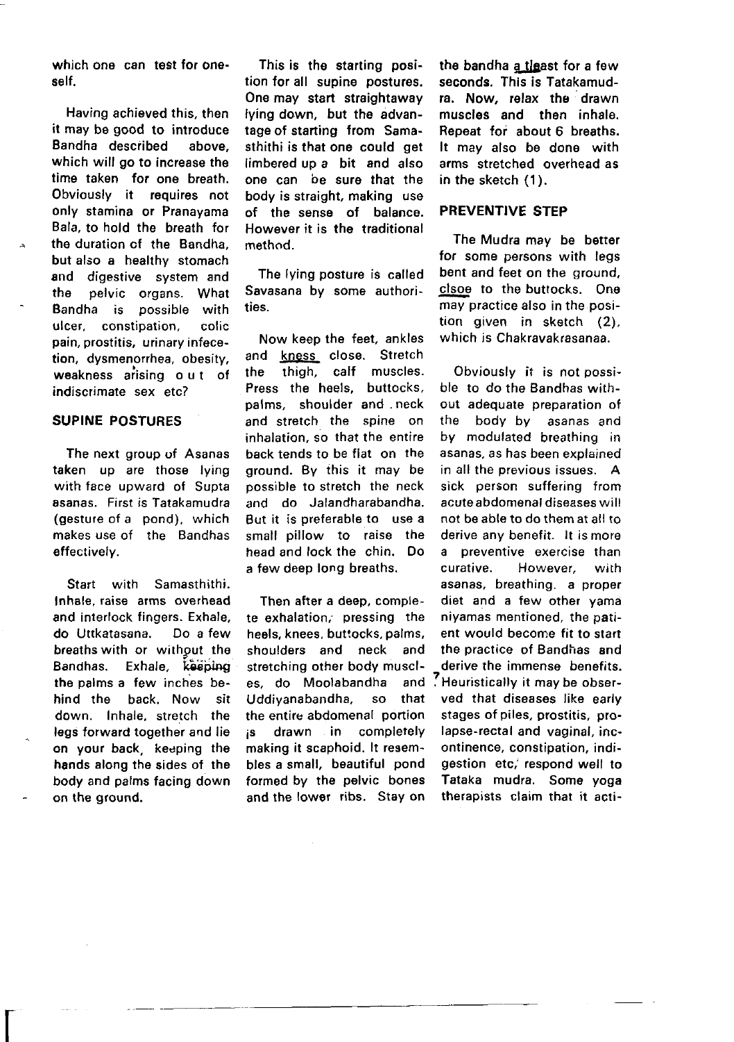which one can test for oneself.

Having achieved this, then it may be good to introduce Bandha described above, which will go to increase the time taken for one breath. Obviously it requires not only stamina or Pranayama Bala, to hold the breath for the duration of the Bandha, but also a healthy stomach and digestive system and the pelvic organs. What Bandha is possible with ulcer, constipation, colic pain, prostitis, urinary infecetion, dysmenorrhea, obesity, weakness arising out of indiscrimate sex etc?

## SUPINE POSTURES

The next group of Asanas taken up are those lying with face upward of Supta asanas. First is Tatakamudra (gesture of a pond), which makes use of the Bandhas effectively.

Start with Samasthithi. Inhale, raise arms overhead and interlock fingers. Exhale, do Uttkatasana. Do a few breaths with or without the Bandhas. Exhale, keeping the palms a few inches behind the back. Now sit down. Inhale, stretch the legs forward together and lie on your back, keeping the hands along the sides of the body and palms facing down on the ground.

This is the starting position for all supine postures. One may start straightaway lying down, but the advantage of starting from Samasthithi is that one could get limbered up a bit and also one can be sure that the body is straight, making use of the sense of balance. However it is the traditional method.

The lying posture is called Savasana by some authorities.

Now keep the feet, ankles and kness close. Stretch the thigh, calf muscles. Press the heels, buttocks, palms, shoulder and neck and stretch the spine on inhalation, so that the entire back tends to be flat on the ground. By this it may be possible to stretch the neck and do Jalandharabandha. But it is preferable to use a small pillow to raise the head and lock the chin. Do a few deep long breaths.

Then after a deep, complete exhalation, pressing the heels, knees, buttocks, palms, shoulders and neck and stretching other body muscles, do Moolabandha and Uddiyanabandha, so that the entire abdomenal portion is drawn in completely making it scaphoid. It resembles a small, beautiful pond formed by the pelvic bones and the lower ribs. Stay on the bandha a tleast for a few seconds. This is Tatakamudra. Now, relax the drawn muscles and then inhale. Repeat for about 6 breaths. It may also be done with arms stretched overhead as in the sketch (1).

## PREVENTIVE STEP

The Mudra may be better for some persons with legs bent and feet on the ground, clsoe to the buttocks. One may practice also in the position given in sketch (2), which is Chakravakrasanaa.

Obviously it is not possible to do the Bandhas without adequate preparation of the body by asanas and by modulated breathing in asanas, as has been explained in all the previous issues. A sick person suffering from acute abdomenal diseases will not be able to do them at all to derive any benefit. It is more a preventive exercise than curative. However, with asanas, breathing, a proper diet and a few other yama niyamas mentioned, the patient would become fit to start the practice of Bandhas and derive the immense benefits. Heuristically it may be observed that diseases like early stages of piles, prostitis, prolapse-rectal and vaginal, incontinence, constipation, indigestion etc, respond well to Tataka mudra. Some yoga therapists claim that it acti-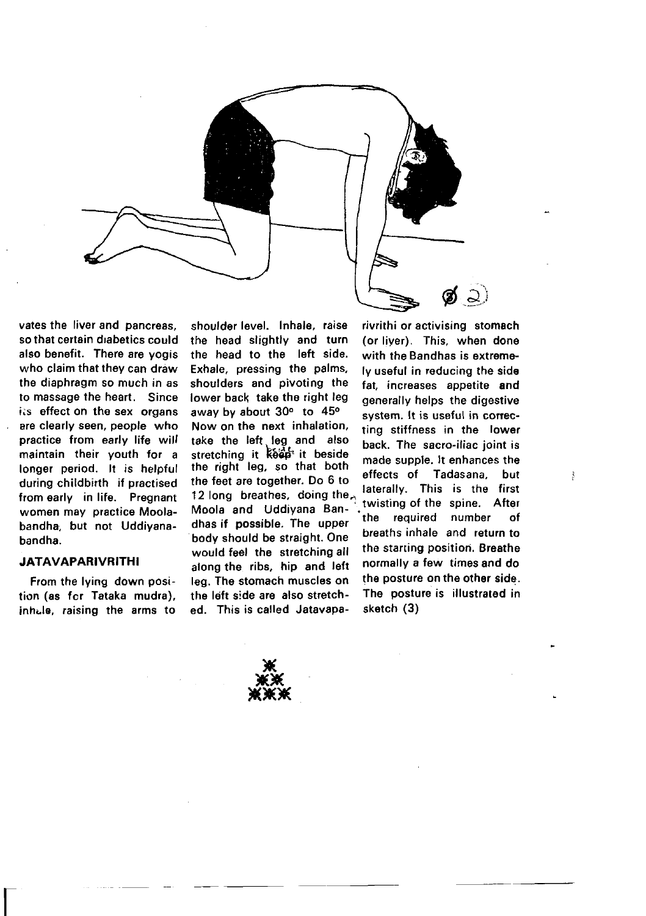vates the liver and pancreas, so that certain diabetics could also benefit. There are yogis who claim that they can draw the diaphragm so much in as to massage the heart. Since its effect on the sex organs are clearly seen, people who practice from early life will maintain their youth for a longer period. It is helpful during childbirth if practised from early in life. Pregnant women may practice Moolabandha, but not Uddiyanabandha.

### JATAVAPARIVRITHI

From the lying down position (as for Tataka mudra), inhale, raising the arms to shoulder level. Inhale, raise the head slightly and turn the head to the left side. Exhale, pressing the palms, shoulders and pivoting the lower back take the right leg away by about 30° to 45°

Now on the next inhalation, take the left leg and also stretching it keep it beside the right leg, so that both the feet are together. Do 6 to 12 long breathes, doing the Moola and Uddiyana Bandhas if possible. The upper body should be straight. One would feel the stretching all along the ribs, hip and left leg. The stomach muscles on the left side are also stretched. This is called Jatavaparivrithi or activising stomach (or liver). This, when done with the Bandhas is extremely useful in reducing the side fat, increases appetite and generally helps the digestive system. It is useful in correcting stiffness in the lower back. The sacro-iliac joint is made supple. It enhances the effects of Tadasana, but laterally. This is the first twisting of the spine. After the required number of breaths inhale and return to the starting position. Breathe normally a few times and do the posture on the other side. The posture is illustrated in sketch (3)

\*
\*\*
\*\*\*